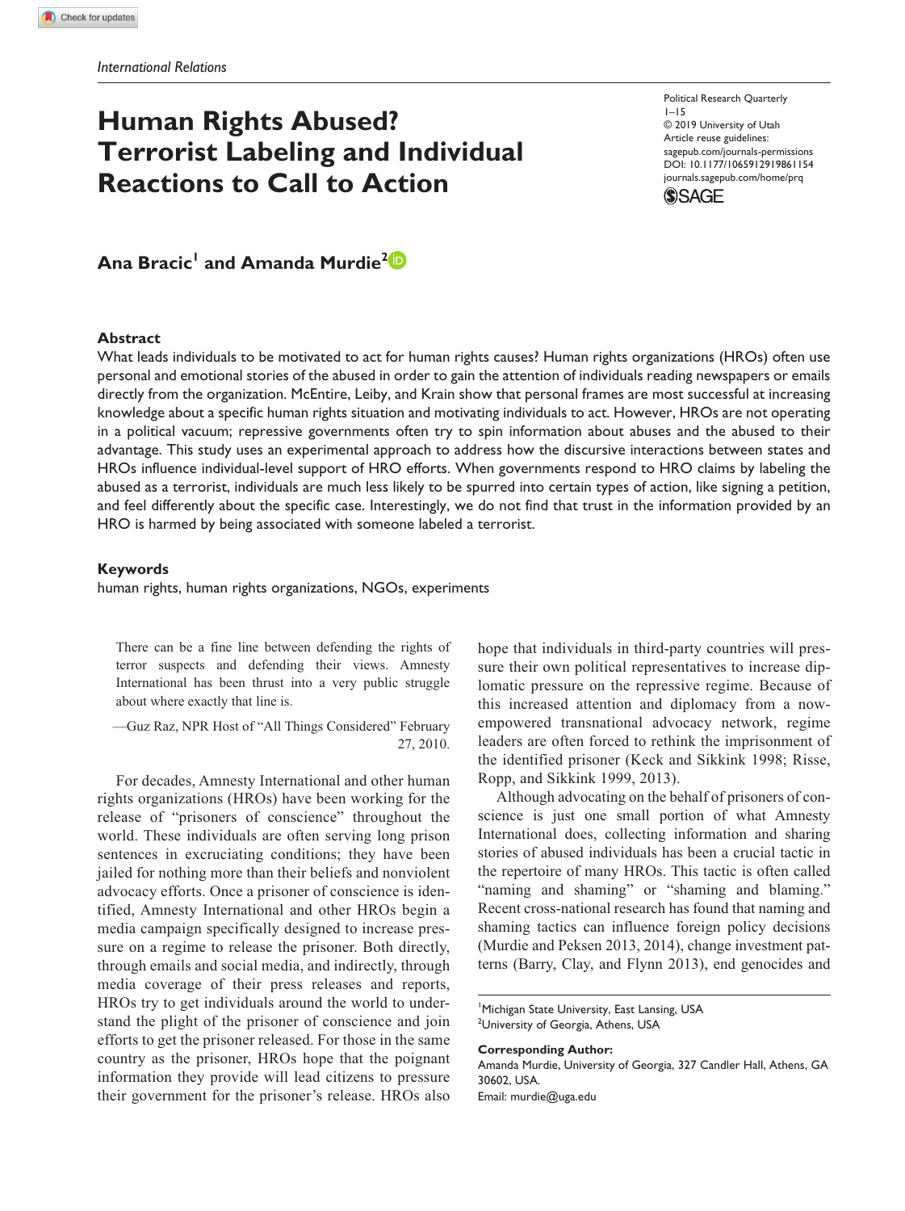International Relations

# Human Rights Abused? Terrorist Labeling and Individual Reactions to Call to Action

Political Research Quarterly
1–15
© 2019 University of Utah
Article reuse guidelines:
sagepub.com/journals-permissions
DOI: 10.1177/1065912919861154
journals.sagepub.com/home/prq

**Ana Bracic[1] and Amanda Murdie[2]**

## Abstract

What leads individuals to be motivated to act for human rights causes? Human rights organizations (HROs) often use personal and emotional stories of the abused in order to gain the attention of individuals reading newspapers or emails directly from the organization. McEntire, Leiby, and Krain show that personal frames are most successful at increasing knowledge about a specific human rights situation and motivating individuals to act. However, HROs are not operating in a political vacuum; repressive governments often try to spin information about abuses and the abused to their advantage. This study uses an experimental approach to address how the discursive interactions between states and HROs influence individual-level support of HRO efforts. When governments respond to HRO claims by labeling the abused as a terrorist, individuals are much less likely to be spurred into certain types of action, like signing a petition, and feel differently about the specific case. Interestingly, we do not find that trust in the information provided by an HRO is harmed by being associated with someone labeled a terrorist.

## Keywords

human rights, human rights organizations, NGOs, experiments

> There can be a fine line between defending the rights of terror suspects and defending their views. Amnesty International has been thrust into a very public struggle about where exactly that line is.
>
> —Guz Raz, NPR Host of "All Things Considered" February 27, 2010.

For decades, Amnesty International and other human rights organizations (HROs) have been working for the release of "prisoners of conscience" throughout the world. These individuals are often serving long prison sentences in excruciating conditions; they have been jailed for nothing more than their beliefs and nonviolent advocacy efforts. Once a prisoner of conscience is identified, Amnesty International and other HROs begin a media campaign specifically designed to increase pressure on a regime to release the prisoner. Both directly, through emails and social media, and indirectly, through media coverage of their press releases and reports, HROs try to get individuals around the world to understand the plight of the prisoner of conscience and join efforts to get the prisoner released. For those in the same country as the prisoner, HROs hope that the poignant information they provide will lead citizens to pressure their government for the prisoner's release. HROs also hope that individuals in third-party countries will pressure their own political representatives to increase diplomatic pressure on the repressive regime. Because of this increased attention and diplomacy from a now-empowered transnational advocacy network, regime leaders are often forced to rethink the imprisonment of the identified prisoner (Keck and Sikkink 1998; Risse, Ropp, and Sikkink 1999, 2013).

Although advocating on the behalf of prisoners of conscience is just one small portion of what Amnesty International does, collecting information and sharing stories of abused individuals has been a crucial tactic in the repertoire of many HROs. This tactic is often called "naming and shaming" or "shaming and blaming." Recent cross-national research has found that naming and shaming tactics can influence foreign policy decisions (Murdie and Peksen 2013, 2014), change investment patterns (Barry, Clay, and Flynn 2013), end genocides and

[1]Michigan State University, East Lansing, USA
[2]University of Georgia, Athens, USA

**Corresponding Author:**
Amanda Murdie, University of Georgia, 327 Candler Hall, Athens, GA 30602, USA.
Email: murdie@uga.edu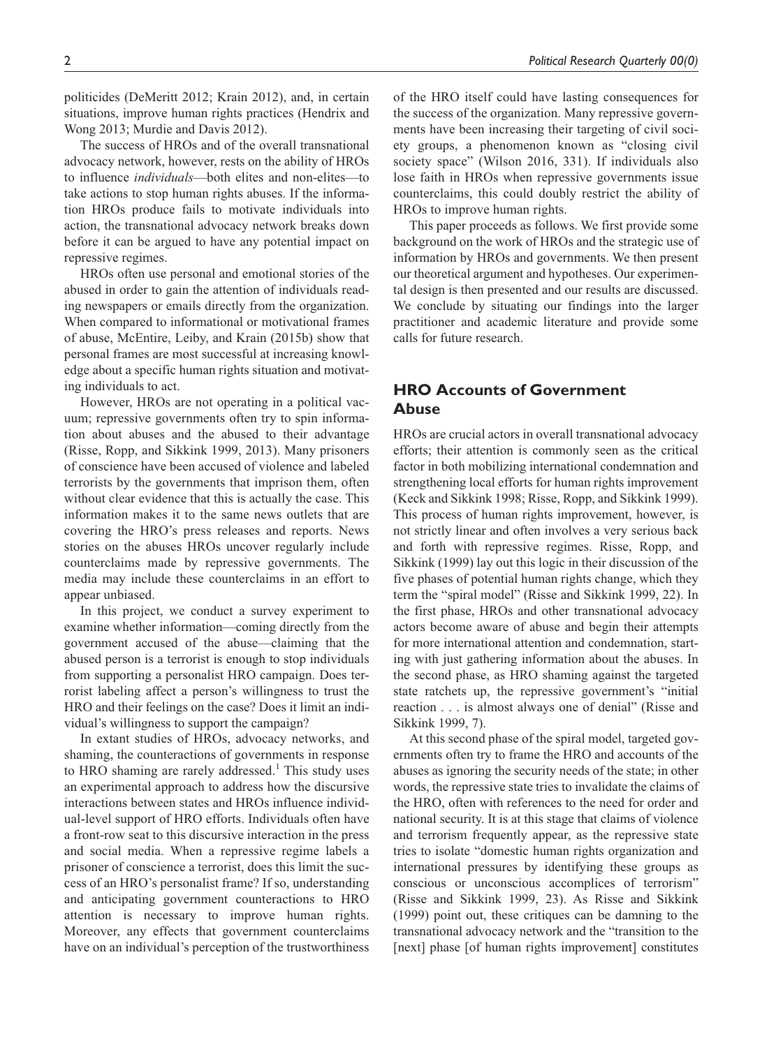politicides (DeMeritt 2012; Krain 2012), and, in certain situations, improve human rights practices (Hendrix and Wong 2013; Murdie and Davis 2012).

The success of HROs and of the overall transnational advocacy network, however, rests on the ability of HROs to influence *individuals*—both elites and non-elites—to take actions to stop human rights abuses. If the information HROs produce fails to motivate individuals into action, the transnational advocacy network breaks down before it can be argued to have any potential impact on repressive regimes.

HROs often use personal and emotional stories of the abused in order to gain the attention of individuals reading newspapers or emails directly from the organization. When compared to informational or motivational frames of abuse, McEntire, Leiby, and Krain (2015b) show that personal frames are most successful at increasing knowledge about a specific human rights situation and motivating individuals to act.

However, HROs are not operating in a political vacuum; repressive governments often try to spin information about abuses and the abused to their advantage (Risse, Ropp, and Sikkink 1999, 2013). Many prisoners of conscience have been accused of violence and labeled terrorists by the governments that imprison them, often without clear evidence that this is actually the case. This information makes it to the same news outlets that are covering the HRO's press releases and reports. News stories on the abuses HROs uncover regularly include counterclaims made by repressive governments. The media may include these counterclaims in an effort to appear unbiased.

In this project, we conduct a survey experiment to examine whether information—coming directly from the government accused of the abuse—claiming that the abused person is a terrorist is enough to stop individuals from supporting a personalist HRO campaign. Does terrorist labeling affect a person's willingness to trust the HRO and their feelings on the case? Does it limit an individual's willingness to support the campaign?

In extant studies of HROs, advocacy networks, and shaming, the counteractions of governments in response to HRO shaming are rarely addressed.[1] This study uses an experimental approach to address how the discursive interactions between states and HROs influence individual-level support of HRO efforts. Individuals often have a front-row seat to this discursive interaction in the press and social media. When a repressive regime labels a prisoner of conscience a terrorist, does this limit the success of an HRO's personalist frame? If so, understanding and anticipating government counteractions to HRO attention is necessary to improve human rights. Moreover, any effects that government counterclaims have on an individual's perception of the trustworthiness of the HRO itself could have lasting consequences for the success of the organization. Many repressive governments have been increasing their targeting of civil society groups, a phenomenon known as "closing civil society space" (Wilson 2016, 331). If individuals also lose faith in HROs when repressive governments issue counterclaims, this could doubly restrict the ability of HROs to improve human rights.

This paper proceeds as follows. We first provide some background on the work of HROs and the strategic use of information by HROs and governments. We then present our theoretical argument and hypotheses. Our experimental design is then presented and our results are discussed. We conclude by situating our findings into the larger practitioner and academic literature and provide some calls for future research.

## HRO Accounts of Government Abuse

HROs are crucial actors in overall transnational advocacy efforts; their attention is commonly seen as the critical factor in both mobilizing international condemnation and strengthening local efforts for human rights improvement (Keck and Sikkink 1998; Risse, Ropp, and Sikkink 1999). This process of human rights improvement, however, is not strictly linear and often involves a very serious back and forth with repressive regimes. Risse, Ropp, and Sikkink (1999) lay out this logic in their discussion of the five phases of potential human rights change, which they term the "spiral model" (Risse and Sikkink 1999, 22). In the first phase, HROs and other transnational advocacy actors become aware of abuse and begin their attempts for more international attention and condemnation, starting with just gathering information about the abuses. In the second phase, as HRO shaming against the targeted state ratchets up, the repressive government's "initial reaction . . . is almost always one of denial" (Risse and Sikkink 1999, 7).

At this second phase of the spiral model, targeted governments often try to frame the HRO and accounts of the abuses as ignoring the security needs of the state; in other words, the repressive state tries to invalidate the claims of the HRO, often with references to the need for order and national security. It is at this stage that claims of violence and terrorism frequently appear, as the repressive state tries to isolate "domestic human rights organization and international pressures by identifying these groups as conscious or unconscious accomplices of terrorism" (Risse and Sikkink 1999, 23). As Risse and Sikkink (1999) point out, these critiques can be damning to the transnational advocacy network and the "transition to the [next] phase [of human rights improvement] constitutes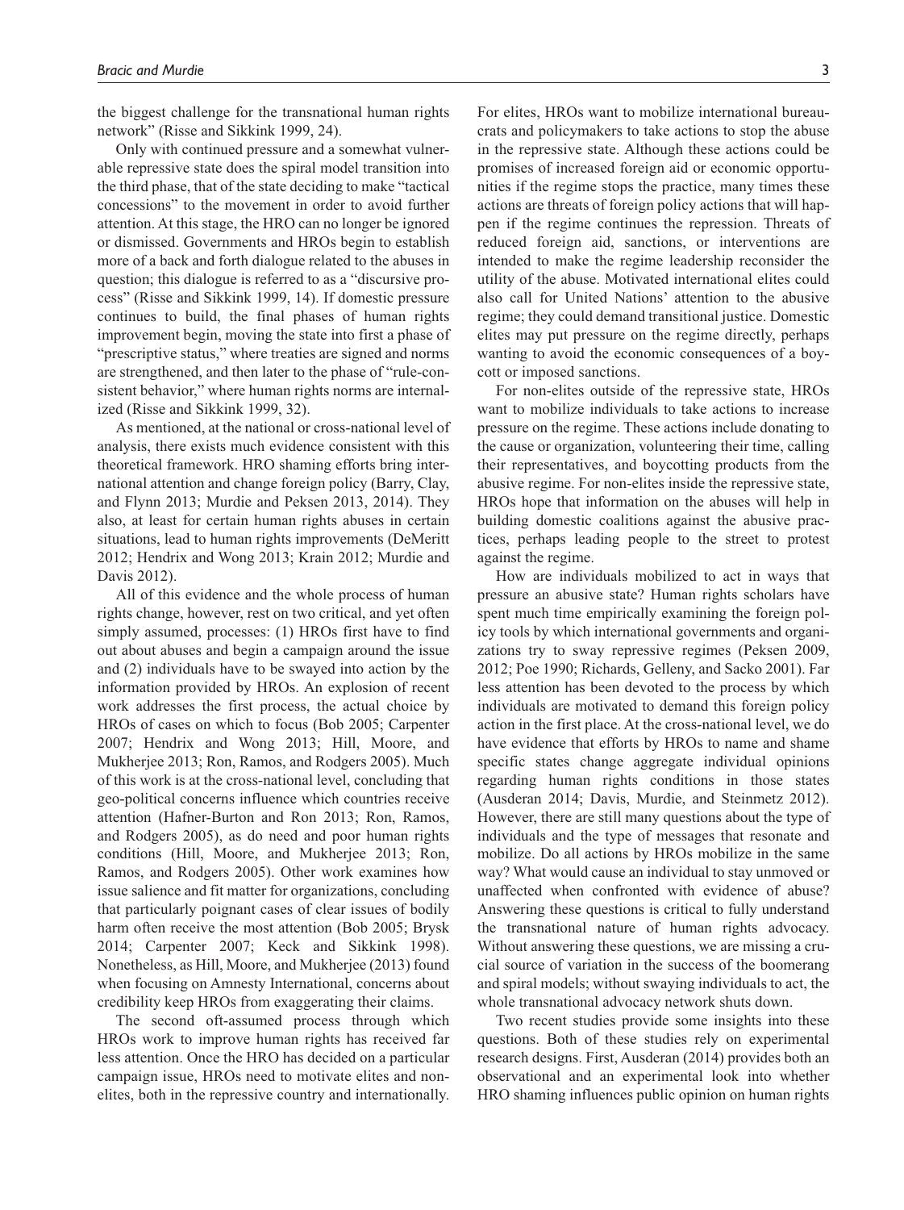the biggest challenge for the transnational human rights network" (Risse and Sikkink 1999, 24).

Only with continued pressure and a somewhat vulnerable repressive state does the spiral model transition into the third phase, that of the state deciding to make "tactical concessions" to the movement in order to avoid further attention. At this stage, the HRO can no longer be ignored or dismissed. Governments and HROs begin to establish more of a back and forth dialogue related to the abuses in question; this dialogue is referred to as a "discursive process" (Risse and Sikkink 1999, 14). If domestic pressure continues to build, the final phases of human rights improvement begin, moving the state into first a phase of "prescriptive status," where treaties are signed and norms are strengthened, and then later to the phase of "rule-consistent behavior," where human rights norms are internalized (Risse and Sikkink 1999, 32).

As mentioned, at the national or cross-national level of analysis, there exists much evidence consistent with this theoretical framework. HRO shaming efforts bring international attention and change foreign policy (Barry, Clay, and Flynn 2013; Murdie and Peksen 2013, 2014). They also, at least for certain human rights abuses in certain situations, lead to human rights improvements (DeMeritt 2012; Hendrix and Wong 2013; Krain 2012; Murdie and Davis 2012).

All of this evidence and the whole process of human rights change, however, rest on two critical, and yet often simply assumed, processes: (1) HROs first have to find out about abuses and begin a campaign around the issue and (2) individuals have to be swayed into action by the information provided by HROs. An explosion of recent work addresses the first process, the actual choice by HROs of cases on which to focus (Bob 2005; Carpenter 2007; Hendrix and Wong 2013; Hill, Moore, and Mukherjee 2013; Ron, Ramos, and Rodgers 2005). Much of this work is at the cross-national level, concluding that geo-political concerns influence which countries receive attention (Hafner-Burton and Ron 2013; Ron, Ramos, and Rodgers 2005), as do need and poor human rights conditions (Hill, Moore, and Mukherjee 2013; Ron, Ramos, and Rodgers 2005). Other work examines how issue salience and fit matter for organizations, concluding that particularly poignant cases of clear issues of bodily harm often receive the most attention (Bob 2005; Brysk 2014; Carpenter 2007; Keck and Sikkink 1998). Nonetheless, as Hill, Moore, and Mukherjee (2013) found when focusing on Amnesty International, concerns about credibility keep HROs from exaggerating their claims.

The second oft-assumed process through which HROs work to improve human rights has received far less attention. Once the HRO has decided on a particular campaign issue, HROs need to motivate elites and non-elites, both in the repressive country and internationally. For elites, HROs want to mobilize international bureaucrats and policymakers to take actions to stop the abuse in the repressive state. Although these actions could be promises of increased foreign aid or economic opportunities if the regime stops the practice, many times these actions are threats of foreign policy actions that will happen if the regime continues the repression. Threats of reduced foreign aid, sanctions, or interventions are intended to make the regime leadership reconsider the utility of the abuse. Motivated international elites could also call for United Nations' attention to the abusive regime; they could demand transitional justice. Domestic elites may put pressure on the regime directly, perhaps wanting to avoid the economic consequences of a boycott or imposed sanctions.

For non-elites outside of the repressive state, HROs want to mobilize individuals to take actions to increase pressure on the regime. These actions include donating to the cause or organization, volunteering their time, calling their representatives, and boycotting products from the abusive regime. For non-elites inside the repressive state, HROs hope that information on the abuses will help in building domestic coalitions against the abusive practices, perhaps leading people to the street to protest against the regime.

How are individuals mobilized to act in ways that pressure an abusive state? Human rights scholars have spent much time empirically examining the foreign policy tools by which international governments and organizations try to sway repressive regimes (Peksen 2009, 2012; Poe 1990; Richards, Gelleny, and Sacko 2001). Far less attention has been devoted to the process by which individuals are motivated to demand this foreign policy action in the first place. At the cross-national level, we do have evidence that efforts by HROs to name and shame specific states change aggregate individual opinions regarding human rights conditions in those states (Ausderan 2014; Davis, Murdie, and Steinmetz 2012). However, there are still many questions about the type of individuals and the type of messages that resonate and mobilize. Do all actions by HROs mobilize in the same way? What would cause an individual to stay unmoved or unaffected when confronted with evidence of abuse? Answering these questions is critical to fully understand the transnational nature of human rights advocacy. Without answering these questions, we are missing a crucial source of variation in the success of the boomerang and spiral models; without swaying individuals to act, the whole transnational advocacy network shuts down.

Two recent studies provide some insights into these questions. Both of these studies rely on experimental research designs. First, Ausderan (2014) provides both an observational and an experimental look into whether HRO shaming influences public opinion on human rights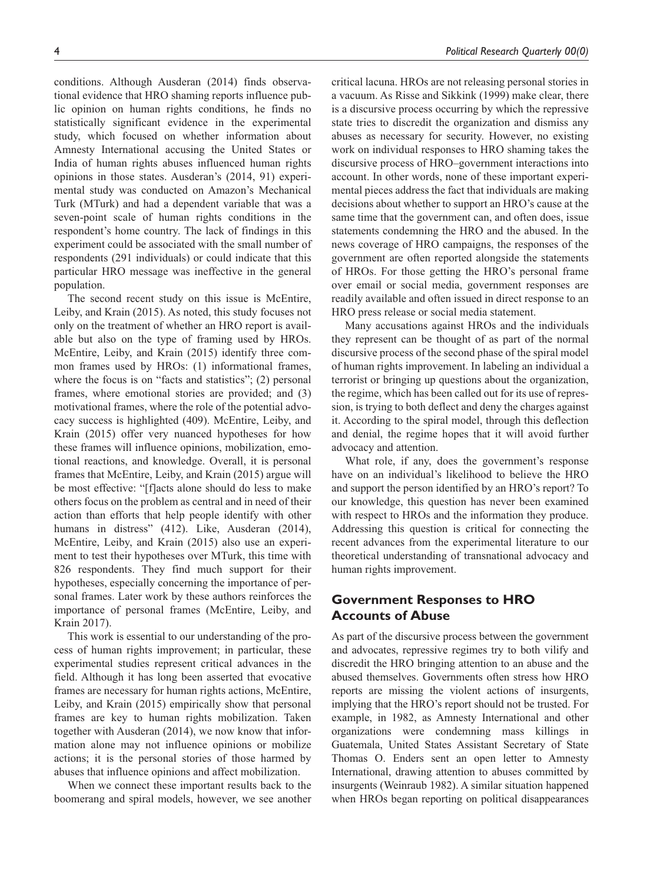conditions. Although Ausderan (2014) finds observational evidence that HRO shaming reports influence public opinion on human rights conditions, he finds no statistically significant evidence in the experimental study, which focused on whether information about Amnesty International accusing the United States or India of human rights abuses influenced human rights opinions in those states. Ausderan's (2014, 91) experimental study was conducted on Amazon's Mechanical Turk (MTurk) and had a dependent variable that was a seven-point scale of human rights conditions in the respondent's home country. The lack of findings in this experiment could be associated with the small number of respondents (291 individuals) or could indicate that this particular HRO message was ineffective in the general population.

The second recent study on this issue is McEntire, Leiby, and Krain (2015). As noted, this study focuses not only on the treatment of whether an HRO report is available but also on the type of framing used by HROs. McEntire, Leiby, and Krain (2015) identify three common frames used by HROs: (1) informational frames, where the focus is on "facts and statistics"; (2) personal frames, where emotional stories are provided; and (3) motivational frames, where the role of the potential advocacy success is highlighted (409). McEntire, Leiby, and Krain (2015) offer very nuanced hypotheses for how these frames will influence opinions, mobilization, emotional reactions, and knowledge. Overall, it is personal frames that McEntire, Leiby, and Krain (2015) argue will be most effective: "[f]acts alone should do less to make others focus on the problem as central and in need of their action than efforts that help people identify with other humans in distress" (412). Like, Ausderan (2014), McEntire, Leiby, and Krain (2015) also use an experiment to test their hypotheses over MTurk, this time with 826 respondents. They find much support for their hypotheses, especially concerning the importance of personal frames. Later work by these authors reinforces the importance of personal frames (McEntire, Leiby, and Krain 2017).

This work is essential to our understanding of the process of human rights improvement; in particular, these experimental studies represent critical advances in the field. Although it has long been asserted that evocative frames are necessary for human rights actions, McEntire, Leiby, and Krain (2015) empirically show that personal frames are key to human rights mobilization. Taken together with Ausderan (2014), we now know that information alone may not influence opinions or mobilize actions; it is the personal stories of those harmed by abuses that influence opinions and affect mobilization.

When we connect these important results back to the boomerang and spiral models, however, we see another critical lacuna. HROs are not releasing personal stories in a vacuum. As Risse and Sikkink (1999) make clear, there is a discursive process occurring by which the repressive state tries to discredit the organization and dismiss any abuses as necessary for security. However, no existing work on individual responses to HRO shaming takes the discursive process of HRO–government interactions into account. In other words, none of these important experimental pieces address the fact that individuals are making decisions about whether to support an HRO's cause at the same time that the government can, and often does, issue statements condemning the HRO and the abused. In the news coverage of HRO campaigns, the responses of the government are often reported alongside the statements of HROs. For those getting the HRO's personal frame over email or social media, government responses are readily available and often issued in direct response to an HRO press release or social media statement.

Many accusations against HROs and the individuals they represent can be thought of as part of the normal discursive process of the second phase of the spiral model of human rights improvement. In labeling an individual a terrorist or bringing up questions about the organization, the regime, which has been called out for its use of repression, is trying to both deflect and deny the charges against it. According to the spiral model, through this deflection and denial, the regime hopes that it will avoid further advocacy and attention.

What role, if any, does the government's response have on an individual's likelihood to believe the HRO and support the person identified by an HRO's report? To our knowledge, this question has never been examined with respect to HROs and the information they produce. Addressing this question is critical for connecting the recent advances from the experimental literature to our theoretical understanding of transnational advocacy and human rights improvement.

## Government Responses to HRO Accounts of Abuse

As part of the discursive process between the government and advocates, repressive regimes try to both vilify and discredit the HRO bringing attention to an abuse and the abused themselves. Governments often stress how HRO reports are missing the violent actions of insurgents, implying that the HRO's report should not be trusted. For example, in 1982, as Amnesty International and other organizations were condemning mass killings in Guatemala, United States Assistant Secretary of State Thomas O. Enders sent an open letter to Amnesty International, drawing attention to abuses committed by insurgents (Weinraub 1982). A similar situation happened when HROs began reporting on political disappearances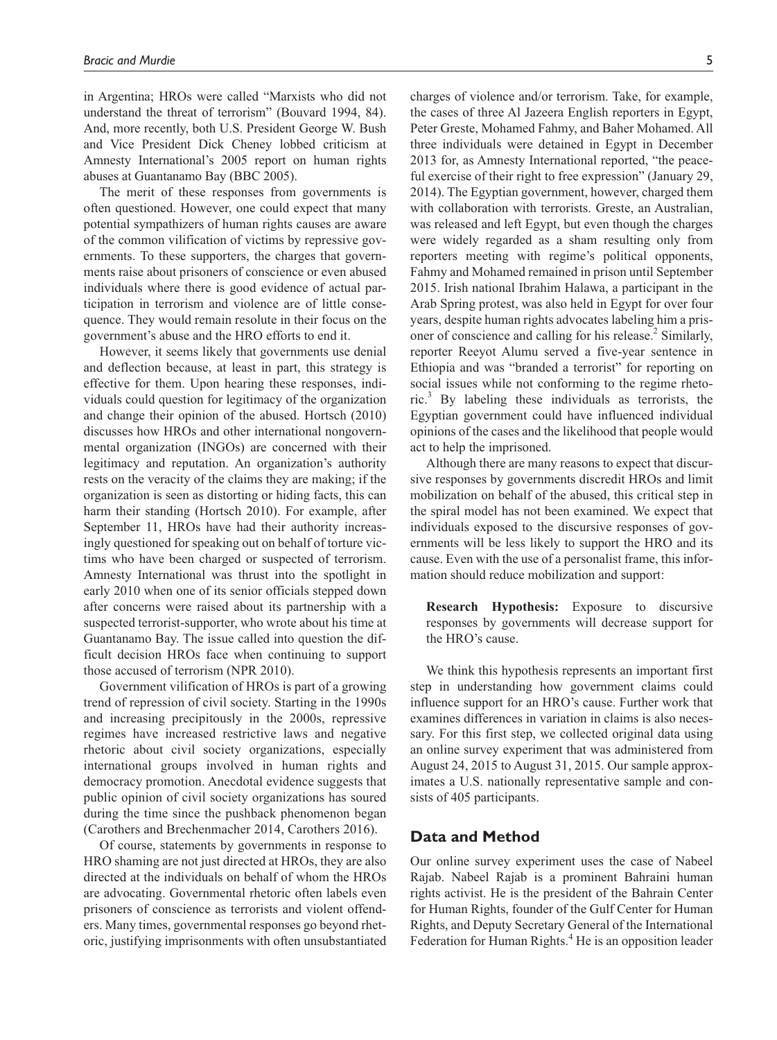in Argentina; HROs were called "Marxists who did not understand the threat of terrorism" (Bouvard 1994, 84). And, more recently, both U.S. President George W. Bush and Vice President Dick Cheney lobbed criticism at Amnesty International's 2005 report on human rights abuses at Guantanamo Bay (BBC 2005).

The merit of these responses from governments is often questioned. However, one could expect that many potential sympathizers of human rights causes are aware of the common vilification of victims by repressive governments. To these supporters, the charges that governments raise about prisoners of conscience or even abused individuals where there is good evidence of actual participation in terrorism and violence are of little consequence. They would remain resolute in their focus on the government's abuse and the HRO efforts to end it.

However, it seems likely that governments use denial and deflection because, at least in part, this strategy is effective for them. Upon hearing these responses, individuals could question for legitimacy of the organization and change their opinion of the abused. Hortsch (2010) discusses how HROs and other international nongovernmental organization (INGOs) are concerned with their legitimacy and reputation. An organization's authority rests on the veracity of the claims they are making; if the organization is seen as distorting or hiding facts, this can harm their standing (Hortsch 2010). For example, after September 11, HROs have had their authority increasingly questioned for speaking out on behalf of torture victims who have been charged or suspected of terrorism. Amnesty International was thrust into the spotlight in early 2010 when one of its senior officials stepped down after concerns were raised about its partnership with a suspected terrorist-supporter, who wrote about his time at Guantanamo Bay. The issue called into question the difficult decision HROs face when continuing to support those accused of terrorism (NPR 2010).

Government vilification of HROs is part of a growing trend of repression of civil society. Starting in the 1990s and increasing precipitously in the 2000s, repressive regimes have increased restrictive laws and negative rhetoric about civil society organizations, especially international groups involved in human rights and democracy promotion. Anecdotal evidence suggests that public opinion of civil society organizations has soured during the time since the pushback phenomenon began (Carothers and Brechenmacher 2014, Carothers 2016).

Of course, statements by governments in response to HRO shaming are not just directed at HROs, they are also directed at the individuals on behalf of whom the HROs are advocating. Governmental rhetoric often labels even prisoners of conscience as terrorists and violent offenders. Many times, governmental responses go beyond rhetoric, justifying imprisonments with often unsubstantiated charges of violence and/or terrorism. Take, for example, the cases of three Al Jazeera English reporters in Egypt, Peter Greste, Mohamed Fahmy, and Baher Mohamed. All three individuals were detained in Egypt in December 2013 for, as Amnesty International reported, "the peaceful exercise of their right to free expression" (January 29, 2014). The Egyptian government, however, charged them with collaboration with terrorists. Greste, an Australian, was released and left Egypt, but even though the charges were widely regarded as a sham resulting only from reporters meeting with regime's political opponents, Fahmy and Mohamed remained in prison until September 2015. Irish national Ibrahim Halawa, a participant in the Arab Spring protest, was also held in Egypt for over four years, despite human rights advocates labeling him a prisoner of conscience and calling for his release.[2] Similarly, reporter Reeyot Alumu served a five-year sentence in Ethiopia and was "branded a terrorist" for reporting on social issues while not conforming to the regime rhetoric.[3] By labeling these individuals as terrorists, the Egyptian government could have influenced individual opinions of the cases and the likelihood that people would act to help the imprisoned.

Although there are many reasons to expect that discursive responses by governments discredit HROs and limit mobilization on behalf of the abused, this critical step in the spiral model has not been examined. We expect that individuals exposed to the discursive responses of governments will be less likely to support the HRO and its cause. Even with the use of a personalist frame, this information should reduce mobilization and support:

> **Research Hypothesis:** Exposure to discursive responses by governments will decrease support for the HRO's cause.

We think this hypothesis represents an important first step in understanding how government claims could influence support for an HRO's cause. Further work that examines differences in variation in claims is also necessary. For this first step, we collected original data using an online survey experiment that was administered from August 24, 2015 to August 31, 2015. Our sample approximates a U.S. nationally representative sample and consists of 405 participants.

## Data and Method

Our online survey experiment uses the case of Nabeel Rajab. Nabeel Rajab is a prominent Bahraini human rights activist. He is the president of the Bahrain Center for Human Rights, founder of the Gulf Center for Human Rights, and Deputy Secretary General of the International Federation for Human Rights.[4] He is an opposition leader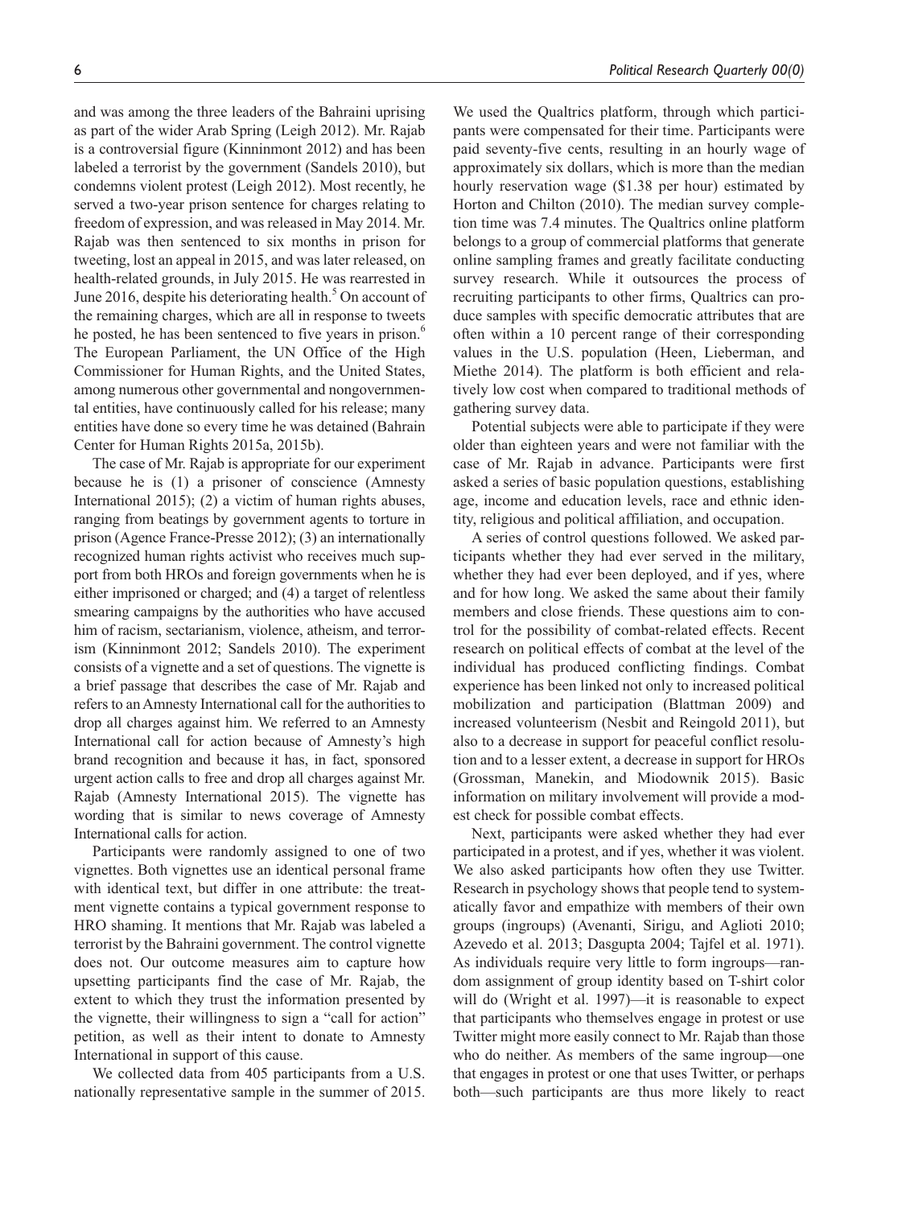and was among the three leaders of the Bahraini uprising as part of the wider Arab Spring (Leigh 2012). Mr. Rajab is a controversial figure (Kinninmont 2012) and has been labeled a terrorist by the government (Sandels 2010), but condemns violent protest (Leigh 2012). Most recently, he served a two-year prison sentence for charges relating to freedom of expression, and was released in May 2014. Mr. Rajab was then sentenced to six months in prison for tweeting, lost an appeal in 2015, and was later released, on health-related grounds, in July 2015. He was rearrested in June 2016, despite his deteriorating health.[5] On account of the remaining charges, which are all in response to tweets he posted, he has been sentenced to five years in prison.[6] The European Parliament, the UN Office of the High Commissioner for Human Rights, and the United States, among numerous other governmental and nongovernmental entities, have continuously called for his release; many entities have done so every time he was detained (Bahrain Center for Human Rights 2015a, 2015b).

The case of Mr. Rajab is appropriate for our experiment because he is (1) a prisoner of conscience (Amnesty International 2015); (2) a victim of human rights abuses, ranging from beatings by government agents to torture in prison (Agence France-Presse 2012); (3) an internationally recognized human rights activist who receives much support from both HROs and foreign governments when he is either imprisoned or charged; and (4) a target of relentless smearing campaigns by the authorities who have accused him of racism, sectarianism, violence, atheism, and terrorism (Kinninmont 2012; Sandels 2010). The experiment consists of a vignette and a set of questions. The vignette is a brief passage that describes the case of Mr. Rajab and refers to an Amnesty International call for the authorities to drop all charges against him. We referred to an Amnesty International call for action because of Amnesty's high brand recognition and because it has, in fact, sponsored urgent action calls to free and drop all charges against Mr. Rajab (Amnesty International 2015). The vignette has wording that is similar to news coverage of Amnesty International calls for action.

Participants were randomly assigned to one of two vignettes. Both vignettes use an identical personal frame with identical text, but differ in one attribute: the treatment vignette contains a typical government response to HRO shaming. It mentions that Mr. Rajab was labeled a terrorist by the Bahraini government. The control vignette does not. Our outcome measures aim to capture how upsetting participants find the case of Mr. Rajab, the extent to which they trust the information presented by the vignette, their willingness to sign a "call for action" petition, as well as their intent to donate to Amnesty International in support of this cause.

We collected data from 405 participants from a U.S. nationally representative sample in the summer of 2015. We used the Qualtrics platform, through which participants were compensated for their time. Participants were paid seventy-five cents, resulting in an hourly wage of approximately six dollars, which is more than the median hourly reservation wage ($1.38 per hour) estimated by Horton and Chilton (2010). The median survey completion time was 7.4 minutes. The Qualtrics online platform belongs to a group of commercial platforms that generate online sampling frames and greatly facilitate conducting survey research. While it outsources the process of recruiting participants to other firms, Qualtrics can produce samples with specific democratic attributes that are often within a 10 percent range of their corresponding values in the U.S. population (Heen, Lieberman, and Miethe 2014). The platform is both efficient and relatively low cost when compared to traditional methods of gathering survey data.

Potential subjects were able to participate if they were older than eighteen years and were not familiar with the case of Mr. Rajab in advance. Participants were first asked a series of basic population questions, establishing age, income and education levels, race and ethnic identity, religious and political affiliation, and occupation.

A series of control questions followed. We asked participants whether they had ever served in the military, whether they had ever been deployed, and if yes, where and for how long. We asked the same about their family members and close friends. These questions aim to control for the possibility of combat-related effects. Recent research on political effects of combat at the level of the individual has produced conflicting findings. Combat experience has been linked not only to increased political mobilization and participation (Blattman 2009) and increased volunteerism (Nesbit and Reingold 2011), but also to a decrease in support for peaceful conflict resolution and to a lesser extent, a decrease in support for HROs (Grossman, Manekin, and Miodownik 2015). Basic information on military involvement will provide a modest check for possible combat effects.

Next, participants were asked whether they had ever participated in a protest, and if yes, whether it was violent. We also asked participants how often they use Twitter. Research in psychology shows that people tend to systematically favor and empathize with members of their own groups (ingroups) (Avenanti, Sirigu, and Aglioti 2010; Azevedo et al. 2013; Dasgupta 2004; Tajfel et al. 1971). As individuals require very little to form ingroups—random assignment of group identity based on T-shirt color will do (Wright et al. 1997)—it is reasonable to expect that participants who themselves engage in protest or use Twitter might more easily connect to Mr. Rajab than those who do neither. As members of the same ingroup—one that engages in protest or one that uses Twitter, or perhaps both—such participants are thus more likely to react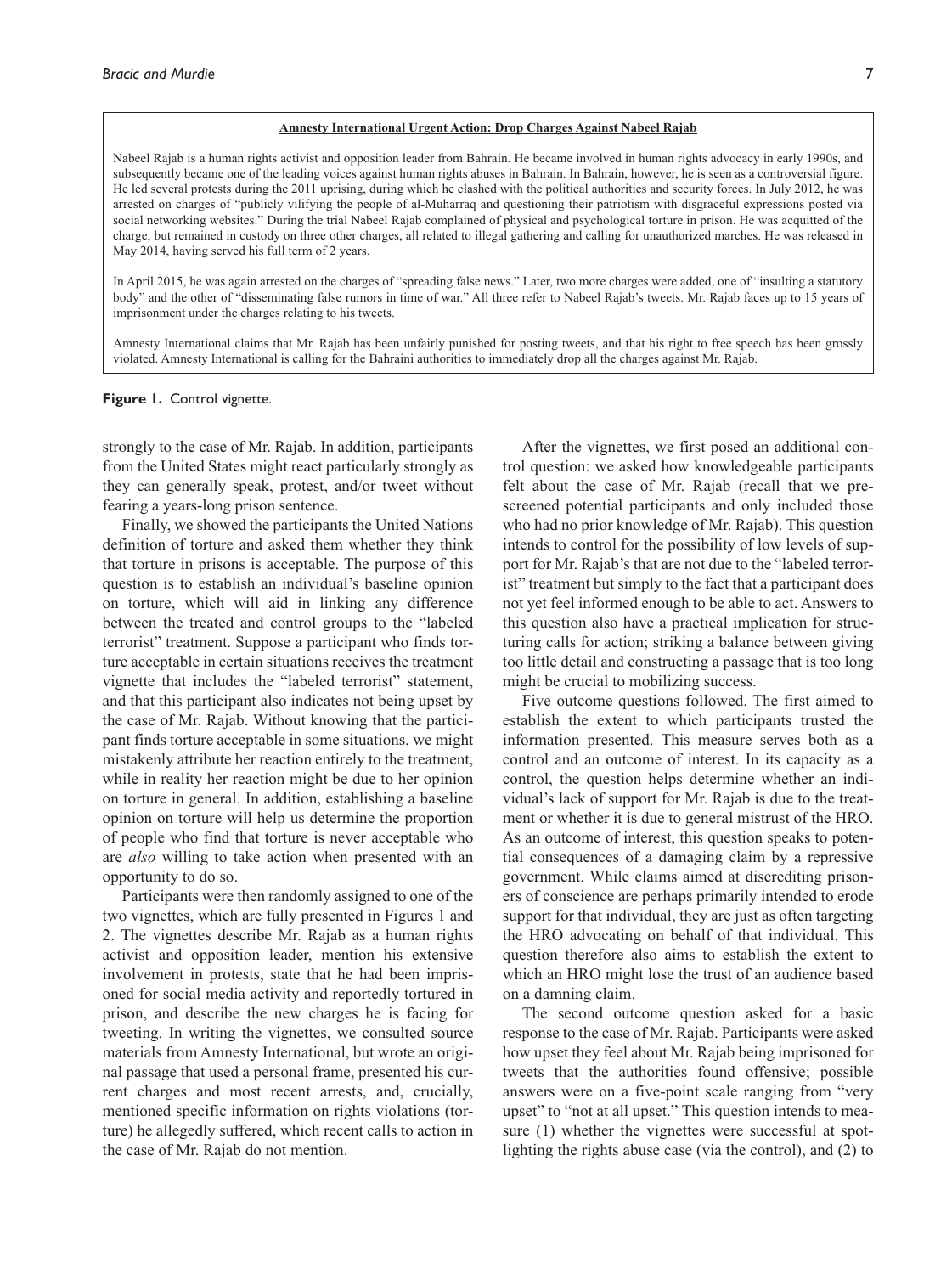**Amnesty International Urgent Action: Drop Charges Against Nabeel Rajab**

Nabeel Rajab is a human rights activist and opposition leader from Bahrain. He became involved in human rights advocacy in early 1990s, and subsequently became one of the leading voices against human rights abuses in Bahrain. In Bahrain, however, he is seen as a controversial figure. He led several protests during the 2011 uprising, during which he clashed with the political authorities and security forces. In July 2012, he was arrested on charges of "publicly vilifying the people of al-Muharraq and questioning their patriotism with disgraceful expressions posted via social networking websites." During the trial Nabeel Rajab complained of physical and psychological torture in prison. He was acquitted of the charge, but remained in custody on three other charges, all related to illegal gathering and calling for unauthorized marches. He was released in May 2014, having served his full term of 2 years.

In April 2015, he was again arrested on the charges of "spreading false news." Later, two more charges were added, one of "insulting a statutory body" and the other of "disseminating false rumors in time of war." All three refer to Nabeel Rajab's tweets. Mr. Rajab faces up to 15 years of imprisonment under the charges relating to his tweets.

Amnesty International claims that Mr. Rajab has been unfairly punished for posting tweets, and that his right to free speech has been grossly violated. Amnesty International is calling for the Bahraini authorities to immediately drop all the charges against Mr. Rajab.

**Figure 1.** Control vignette.

strongly to the case of Mr. Rajab. In addition, participants from the United States might react particularly strongly as they can generally speak, protest, and/or tweet without fearing a years-long prison sentence.

Finally, we showed the participants the United Nations definition of torture and asked them whether they think that torture in prisons is acceptable. The purpose of this question is to establish an individual's baseline opinion on torture, which will aid in linking any difference between the treated and control groups to the "labeled terrorist" treatment. Suppose a participant who finds torture acceptable in certain situations receives the treatment vignette that includes the "labeled terrorist" statement, and that this participant also indicates not being upset by the case of Mr. Rajab. Without knowing that the participant finds torture acceptable in some situations, we might mistakenly attribute her reaction entirely to the treatment, while in reality her reaction might be due to her opinion on torture in general. In addition, establishing a baseline opinion on torture will help us determine the proportion of people who find that torture is never acceptable who are *also* willing to take action when presented with an opportunity to do so.

Participants were then randomly assigned to one of the two vignettes, which are fully presented in Figures 1 and 2. The vignettes describe Mr. Rajab as a human rights activist and opposition leader, mention his extensive involvement in protests, state that he had been imprisoned for social media activity and reportedly tortured in prison, and describe the new charges he is facing for tweeting. In writing the vignettes, we consulted source materials from Amnesty International, but wrote an original passage that used a personal frame, presented his current charges and most recent arrests, and, crucially, mentioned specific information on rights violations (torture) he allegedly suffered, which recent calls to action in the case of Mr. Rajab do not mention.

After the vignettes, we first posed an additional control question: we asked how knowledgeable participants felt about the case of Mr. Rajab (recall that we prescreened potential participants and only included those who had no prior knowledge of Mr. Rajab). This question intends to control for the possibility of low levels of support for Mr. Rajab's that are not due to the "labeled terrorist" treatment but simply to the fact that a participant does not yet feel informed enough to be able to act. Answers to this question also have a practical implication for structuring calls for action; striking a balance between giving too little detail and constructing a passage that is too long might be crucial to mobilizing success.

Five outcome questions followed. The first aimed to establish the extent to which participants trusted the information presented. This measure serves both as a control and an outcome of interest. In its capacity as a control, the question helps determine whether an individual's lack of support for Mr. Rajab is due to the treatment or whether it is due to general mistrust of the HRO. As an outcome of interest, this question speaks to potential consequences of a damaging claim by a repressive government. While claims aimed at discrediting prisoners of conscience are perhaps primarily intended to erode support for that individual, they are just as often targeting the HRO advocating on behalf of that individual. This question therefore also aims to establish the extent to which an HRO might lose the trust of an audience based on a damning claim.

The second outcome question asked for a basic response to the case of Mr. Rajab. Participants were asked how upset they feel about Mr. Rajab being imprisoned for tweets that the authorities found offensive; possible answers were on a five-point scale ranging from "very upset" to "not at all upset." This question intends to measure (1) whether the vignettes were successful at spotlighting the rights abuse case (via the control), and (2) to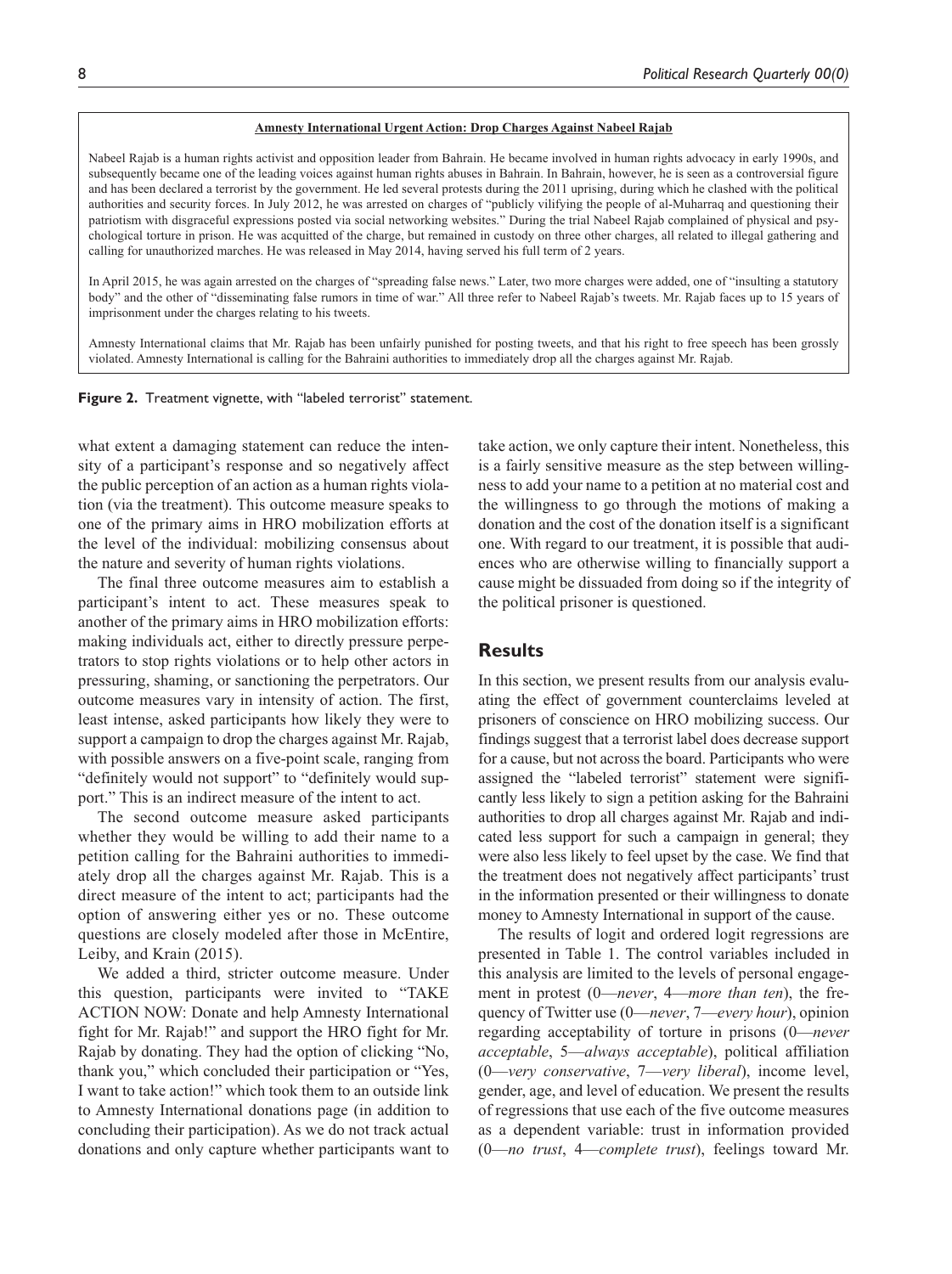**Amnesty International Urgent Action: Drop Charges Against Nabeel Rajab**

Nabeel Rajab is a human rights activist and opposition leader from Bahrain. He became involved in human rights advocacy in early 1990s, and subsequently became one of the leading voices against human rights abuses in Bahrain. In Bahrain, however, he is seen as a controversial figure and has been declared a terrorist by the government. He led several protests during the 2011 uprising, during which he clashed with the political authorities and security forces. In July 2012, he was arrested on charges of "publicly vilifying the people of al-Muharraq and questioning their patriotism with disgraceful expressions posted via social networking websites." During the trial Nabeel Rajab complained of physical and psychological torture in prison. He was acquitted of the charge, but remained in custody on three other charges, all related to illegal gathering and calling for unauthorized marches. He was released in May 2014, having served his full term of 2 years.

In April 2015, he was again arrested on the charges of "spreading false news." Later, two more charges were added, one of "insulting a statutory body" and the other of "disseminating false rumors in time of war." All three refer to Nabeel Rajab's tweets. Mr. Rajab faces up to 15 years of imprisonment under the charges relating to his tweets.

Amnesty International claims that Mr. Rajab has been unfairly punished for posting tweets, and that his right to free speech has been grossly violated. Amnesty International is calling for the Bahraini authorities to immediately drop all the charges against Mr. Rajab.

**Figure 2.** Treatment vignette, with "labeled terrorist" statement.

what extent a damaging statement can reduce the intensity of a participant's response and so negatively affect the public perception of an action as a human rights violation (via the treatment). This outcome measure speaks to one of the primary aims in HRO mobilization efforts at the level of the individual: mobilizing consensus about the nature and severity of human rights violations.

The final three outcome measures aim to establish a participant's intent to act. These measures speak to another of the primary aims in HRO mobilization efforts: making individuals act, either to directly pressure perpetrators to stop rights violations or to help other actors in pressuring, shaming, or sanctioning the perpetrators. Our outcome measures vary in intensity of action. The first, least intense, asked participants how likely they were to support a campaign to drop the charges against Mr. Rajab, with possible answers on a five-point scale, ranging from "definitely would not support" to "definitely would support." This is an indirect measure of the intent to act.

The second outcome measure asked participants whether they would be willing to add their name to a petition calling for the Bahraini authorities to immediately drop all the charges against Mr. Rajab. This is a direct measure of the intent to act; participants had the option of answering either yes or no. These outcome questions are closely modeled after those in McEntire, Leiby, and Krain (2015).

We added a third, stricter outcome measure. Under this question, participants were invited to "TAKE ACTION NOW: Donate and help Amnesty International fight for Mr. Rajab!" and support the HRO fight for Mr. Rajab by donating. They had the option of clicking "No, thank you," which concluded their participation or "Yes, I want to take action!" which took them to an outside link to Amnesty International donations page (in addition to concluding their participation). As we do not track actual donations and only capture whether participants want to take action, we only capture their intent. Nonetheless, this is a fairly sensitive measure as the step between willingness to add your name to a petition at no material cost and the willingness to go through the motions of making a donation and the cost of the donation itself is a significant one. With regard to our treatment, it is possible that audiences who are otherwise willing to financially support a cause might be dissuaded from doing so if the integrity of the political prisoner is questioned.

## Results

In this section, we present results from our analysis evaluating the effect of government counterclaims leveled at prisoners of conscience on HRO mobilizing success. Our findings suggest that a terrorist label does decrease support for a cause, but not across the board. Participants who were assigned the "labeled terrorist" statement were significantly less likely to sign a petition asking for the Bahraini authorities to drop all charges against Mr. Rajab and indicated less support for such a campaign in general; they were also less likely to feel upset by the case. We find that the treatment does not negatively affect participants' trust in the information presented or their willingness to donate money to Amnesty International in support of the cause.

The results of logit and ordered logit regressions are presented in Table 1. The control variables included in this analysis are limited to the levels of personal engagement in protest (0—*never*, 4—*more than ten*), the frequency of Twitter use (0—*never*, 7—*every hour*), opinion regarding acceptability of torture in prisons (0—*never acceptable*, 5—*always acceptable*), political affiliation (0—*very conservative*, 7—*very liberal*), income level, gender, age, and level of education. We present the results of regressions that use each of the five outcome measures as a dependent variable: trust in information provided (0—*no trust*, 4—*complete trust*), feelings toward Mr.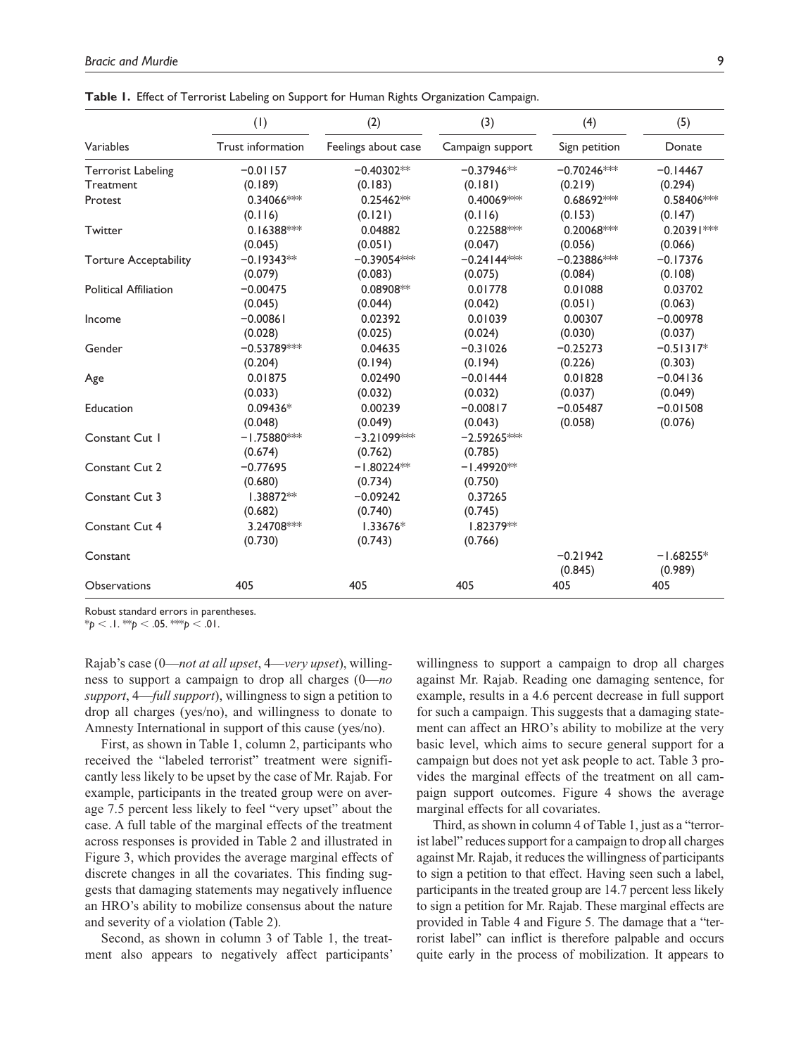**Table 1.** Effect of Terrorist Labeling on Support for Human Rights Organization Campaign.

| | (1) | (2) | (3) | (4) | (5) |
|---|---|---|---|---|---|
| Variables | Trust information | Feelings about case | Campaign support | Sign petition | Donate |
| Terrorist Labeling Treatment | −0.01157 | −0.40302** | −0.37946** | −0.70246*** | −0.14467 |
| | (0.189) | (0.183) | (0.181) | (0.219) | (0.294) |
| Protest | 0.34066*** | 0.25462** | 0.40069*** | 0.68692*** | 0.58406*** |
| | (0.116) | (0.121) | (0.116) | (0.153) | (0.147) |
| Twitter | 0.16388*** | 0.04882 | 0.22588*** | 0.20068*** | 0.20391*** |
| | (0.045) | (0.051) | (0.047) | (0.056) | (0.066) |
| Torture Acceptability | −0.19343** | −0.39054*** | −0.24144*** | −0.23886*** | −0.17376 |
| | (0.079) | (0.083) | (0.075) | (0.084) | (0.108) |
| Political Affiliation | −0.00475 | 0.08908** | 0.01778 | 0.01088 | 0.03702 |
| | (0.045) | (0.044) | (0.042) | (0.051) | (0.063) |
| Income | −0.00861 | 0.02392 | 0.01039 | 0.00307 | −0.00978 |
| | (0.028) | (0.025) | (0.024) | (0.030) | (0.037) |
| Gender | −0.53789*** | 0.04635 | −0.31026 | −0.25273 | −0.51317* |
| | (0.204) | (0.194) | (0.194) | (0.226) | (0.303) |
| Age | 0.01875 | 0.02490 | −0.01444 | 0.01828 | −0.04136 |
| | (0.033) | (0.032) | (0.032) | (0.037) | (0.049) |
| Education | 0.09436* | 0.00239 | −0.00817 | −0.05487 | −0.01508 |
| | (0.048) | (0.049) | (0.043) | (0.058) | (0.076) |
| Constant Cut 1 | −1.75880*** | −3.21099*** | −2.59265*** | | |
| | (0.674) | (0.762) | (0.785) | | |
| Constant Cut 2 | −0.77695 | −1.80224** | −1.49920** | | |
| | (0.680) | (0.734) | (0.750) | | |
| Constant Cut 3 | 1.38872** | −0.09242 | 0.37265 | | |
| | (0.682) | (0.740) | (0.745) | | |
| Constant Cut 4 | 3.24708*** | 1.33676* | 1.82379** | | |
| | (0.730) | (0.743) | (0.766) | | |
| Constant | | | | −0.21942 | −1.68255* |
| | | | | (0.845) | (0.989) |
| Observations | 405 | 405 | 405 | 405 | 405 |

Robust standard errors in parentheses.
*$p < .1$. **$p < .05$. ***$p < .01$.

Rajab's case (0—*not at all upset*, 4—*very upset*), willingness to support a campaign to drop all charges (0—*no support*, 4—*full support*), willingness to sign a petition to drop all charges (yes/no), and willingness to donate to Amnesty International in support of this cause (yes/no).

First, as shown in Table 1, column 2, participants who received the "labeled terrorist" treatment were significantly less likely to be upset by the case of Mr. Rajab. For example, participants in the treated group were on average 7.5 percent less likely to feel "very upset" about the case. A full table of the marginal effects of the treatment across responses is provided in Table 2 and illustrated in Figure 3, which provides the average marginal effects of discrete changes in all the covariates. This finding suggests that damaging statements may negatively influence an HRO's ability to mobilize consensus about the nature and severity of a violation (Table 2).

Second, as shown in column 3 of Table 1, the treatment also appears to negatively affect participants' willingness to support a campaign to drop all charges against Mr. Rajab. Reading one damaging sentence, for example, results in a 4.6 percent decrease in full support for such a campaign. This suggests that a damaging statement can affect an HRO's ability to mobilize at the very basic level, which aims to secure general support for a campaign but does not yet ask people to act. Table 3 provides the marginal effects of the treatment on all campaign support outcomes. Figure 4 shows the average marginal effects for all covariates.

Third, as shown in column 4 of Table 1, just as a "terrorist label" reduces support for a campaign to drop all charges against Mr. Rajab, it reduces the willingness of participants to sign a petition to that effect. Having seen such a label, participants in the treated group are 14.7 percent less likely to sign a petition for Mr. Rajab. These marginal effects are provided in Table 4 and Figure 5. The damage that a "terrorist label" can inflict is therefore palpable and occurs quite early in the process of mobilization. It appears to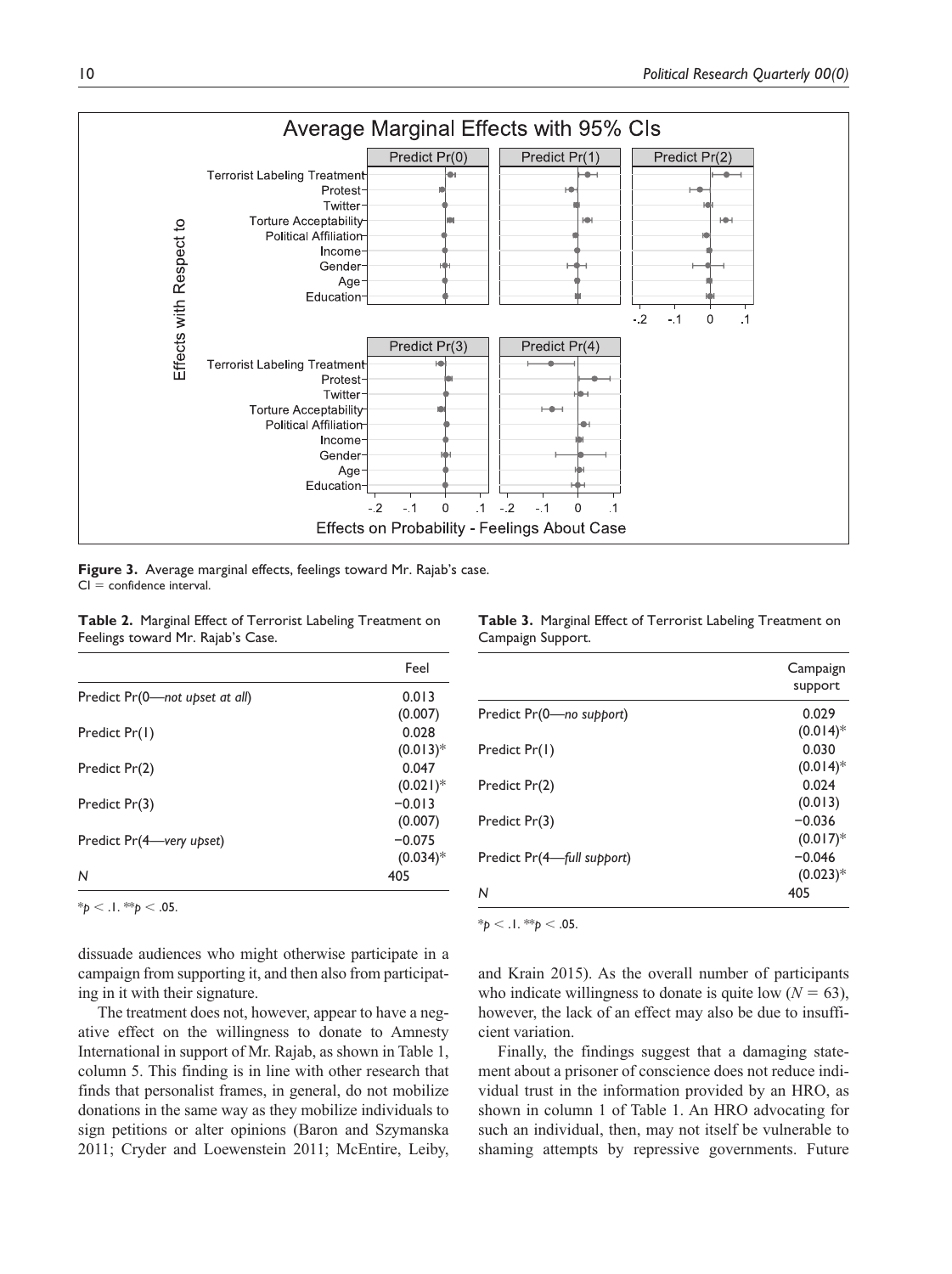**Figure 3.** Average marginal effects, feelings toward Mr. Rajab's case.
CI = confidence interval.

**Table 2.** Marginal Effect of Terrorist Labeling Treatment on Feelings toward Mr. Rajab's Case.

| | Feel |
|---|---|
| Predict Pr(0—*not upset at all*) | 0.013 |
| | (0.007) |
| Predict Pr(1) | 0.028 |
| | (0.013)* |
| Predict Pr(2) | 0.047 |
| | (0.021)* |
| Predict Pr(3) | −0.013 |
| | (0.007) |
| Predict Pr(4—*very upset*) | −0.075 |
| | (0.034)* |
| *N* | 405 |

*$p < .1$. **$p < .05$.

**Table 3.** Marginal Effect of Terrorist Labeling Treatment on Campaign Support.

| | Campaign support |
|---|---|
| Predict Pr(0—*no support*) | 0.029 |
| | (0.014)* |
| Predict Pr(1) | 0.030 |
| | (0.014)* |
| Predict Pr(2) | 0.024 |
| | (0.013) |
| Predict Pr(3) | −0.036 |
| | (0.017)* |
| Predict Pr(4—*full support*) | −0.046 |
| | (0.023)* |
| *N* | 405 |

*$p < .1$. **$p < .05$.

dissuade audiences who might otherwise participate in a campaign from supporting it, and then also from participating in it with their signature.

The treatment does not, however, appear to have a negative effect on the willingness to donate to Amnesty International in support of Mr. Rajab, as shown in Table 1, column 5. This finding is in line with other research that finds that personalist frames, in general, do not mobilize donations in the same way as they mobilize individuals to sign petitions or alter opinions (Baron and Szymanska 2011; Cryder and Loewenstein 2011; McEntire, Leiby, and Krain 2015). As the overall number of participants who indicate willingness to donate is quite low ($N = 63$), however, the lack of an effect may also be due to insufficient variation.

Finally, the findings suggest that a damaging statement about a prisoner of conscience does not reduce individual trust in the information provided by an HRO, as shown in column 1 of Table 1. An HRO advocating for such an individual, then, may not itself be vulnerable to shaming attempts by repressive governments. Future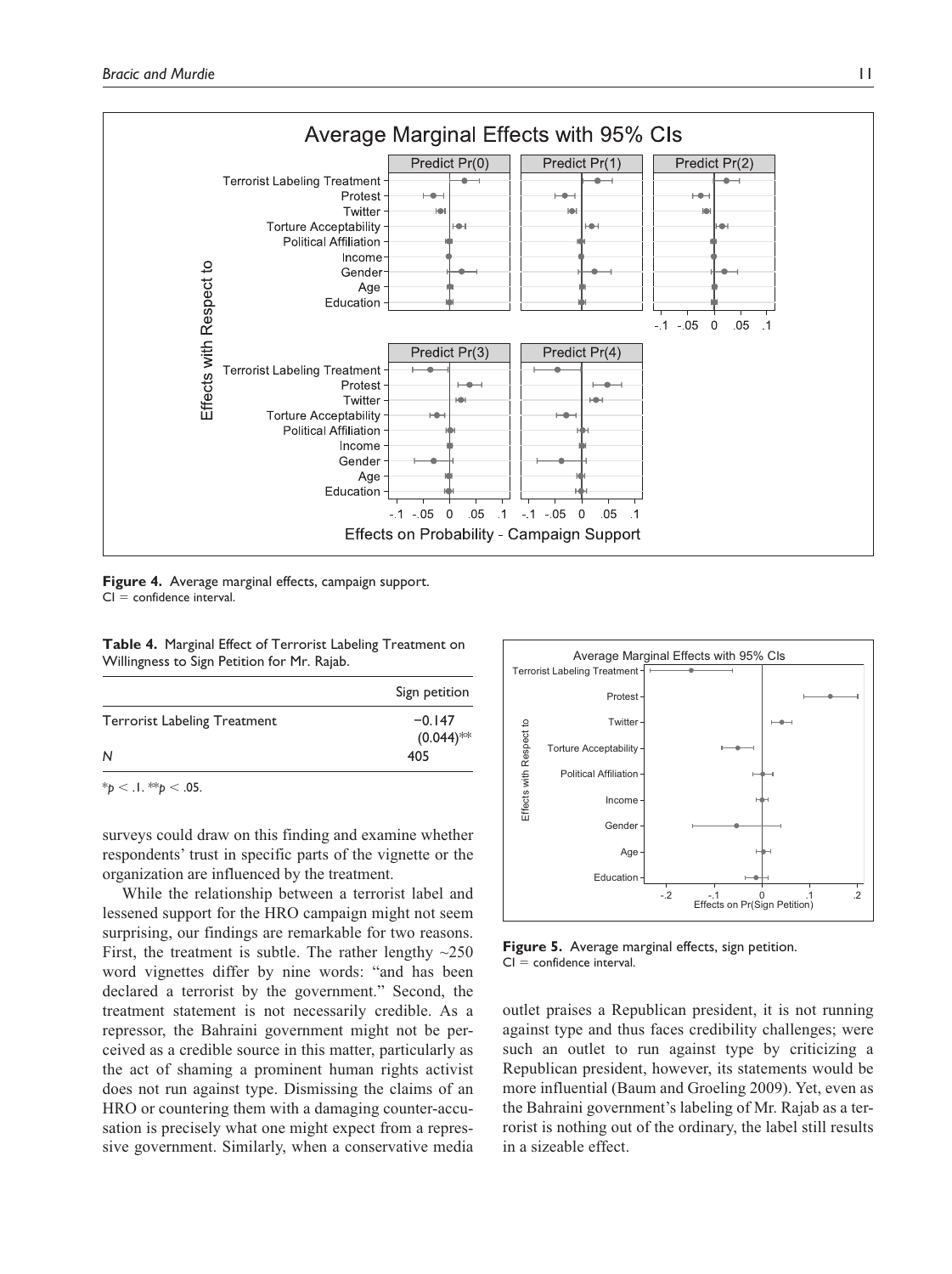**Figure 4.** Average marginal effects, campaign support.
CI = confidence interval.

**Table 4.** Marginal Effect of Terrorist Labeling Treatment on Willingness to Sign Petition for Mr. Rajab.

| | Sign petition |
|---|---|
| Terrorist Labeling Treatment | −0.147 (0.044)** |
| *N* | 405 |

*$p < .1$. **$p < .05$.

surveys could draw on this finding and examine whether respondents' trust in specific parts of the vignette or the organization are influenced by the treatment.

While the relationship between a terrorist label and lessened support for the HRO campaign might not seem surprising, our findings are remarkable for two reasons. First, the treatment is subtle. The rather lengthy ~250 word vignettes differ by nine words: "and has been declared a terrorist by the government." Second, the treatment statement is not necessarily credible. As a repressor, the Bahraini government might not be perceived as a credible source in this matter, particularly as the act of shaming a prominent human rights activist does not run against type. Dismissing the claims of an HRO or countering them with a damaging counter-accusation is precisely what one might expect from a repressive government. Similarly, when a conservative media outlet praises a Republican president, it is not running against type and thus faces credibility challenges; were such an outlet to run against type by criticizing a Republican president, however, its statements would be more influential (Baum and Groeling 2009). Yet, even as the Bahraini government's labeling of Mr. Rajab as a terrorist is nothing out of the ordinary, the label still results in a sizeable effect.

**Figure 5.** Average marginal effects, sign petition.
CI = confidence interval.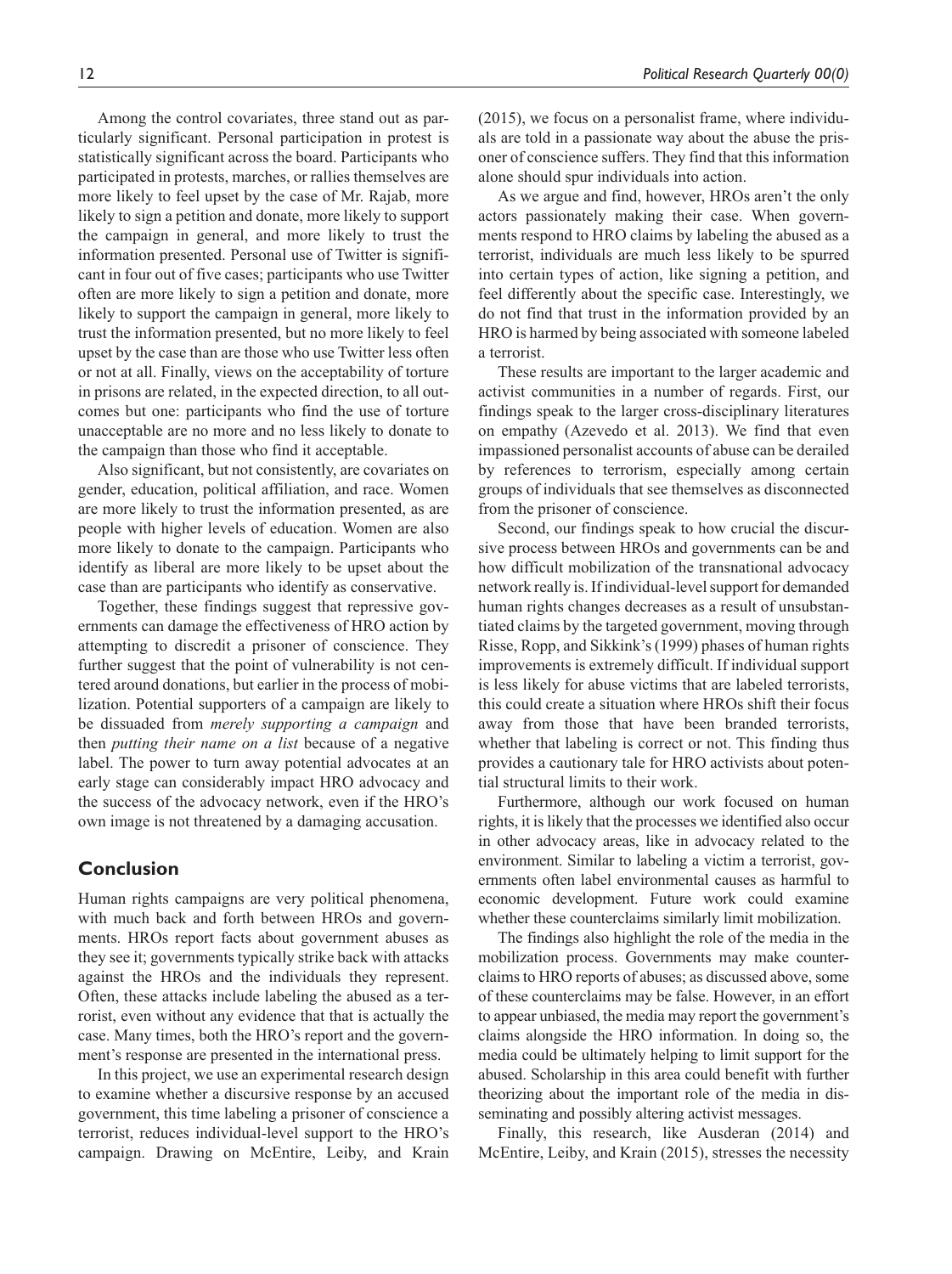Among the control covariates, three stand out as particularly significant. Personal participation in protest is statistically significant across the board. Participants who participated in protests, marches, or rallies themselves are more likely to feel upset by the case of Mr. Rajab, more likely to sign a petition and donate, more likely to support the campaign in general, and more likely to trust the information presented. Personal use of Twitter is significant in four out of five cases; participants who use Twitter often are more likely to sign a petition and donate, more likely to support the campaign in general, more likely to trust the information presented, but no more likely to feel upset by the case than are those who use Twitter less often or not at all. Finally, views on the acceptability of torture in prisons are related, in the expected direction, to all outcomes but one: participants who find the use of torture unacceptable are no more and no less likely to donate to the campaign than those who find it acceptable.

Also significant, but not consistently, are covariates on gender, education, political affiliation, and race. Women are more likely to trust the information presented, as are people with higher levels of education. Women are also more likely to donate to the campaign. Participants who identify as liberal are more likely to be upset about the case than are participants who identify as conservative.

Together, these findings suggest that repressive governments can damage the effectiveness of HRO action by attempting to discredit a prisoner of conscience. They further suggest that the point of vulnerability is not centered around donations, but earlier in the process of mobilization. Potential supporters of a campaign are likely to be dissuaded from *merely supporting a campaign* and then *putting their name on a list* because of a negative label. The power to turn away potential advocates at an early stage can considerably impact HRO advocacy and the success of the advocacy network, even if the HRO's own image is not threatened by a damaging accusation.

## Conclusion

Human rights campaigns are very political phenomena, with much back and forth between HROs and governments. HROs report facts about government abuses as they see it; governments typically strike back with attacks against the HROs and the individuals they represent. Often, these attacks include labeling the abused as a terrorist, even without any evidence that that is actually the case. Many times, both the HRO's report and the government's response are presented in the international press.

In this project, we use an experimental research design to examine whether a discursive response by an accused government, this time labeling a prisoner of conscience a terrorist, reduces individual-level support to the HRO's campaign. Drawing on McEntire, Leiby, and Krain (2015), we focus on a personalist frame, where individuals are told in a passionate way about the abuse the prisoner of conscience suffers. They find that this information alone should spur individuals into action.

As we argue and find, however, HROs aren't the only actors passionately making their case. When governments respond to HRO claims by labeling the abused as a terrorist, individuals are much less likely to be spurred into certain types of action, like signing a petition, and feel differently about the specific case. Interestingly, we do not find that trust in the information provided by an HRO is harmed by being associated with someone labeled a terrorist.

These results are important to the larger academic and activist communities in a number of regards. First, our findings speak to the larger cross-disciplinary literatures on empathy (Azevedo et al. 2013). We find that even impassioned personalist accounts of abuse can be derailed by references to terrorism, especially among certain groups of individuals that see themselves as disconnected from the prisoner of conscience.

Second, our findings speak to how crucial the discursive process between HROs and governments can be and how difficult mobilization of the transnational advocacy network really is. If individual-level support for demanded human rights changes decreases as a result of unsubstantiated claims by the targeted government, moving through Risse, Ropp, and Sikkink's (1999) phases of human rights improvements is extremely difficult. If individual support is less likely for abuse victims that are labeled terrorists, this could create a situation where HROs shift their focus away from those that have been branded terrorists, whether that labeling is correct or not. This finding thus provides a cautionary tale for HRO activists about potential structural limits to their work.

Furthermore, although our work focused on human rights, it is likely that the processes we identified also occur in other advocacy areas, like in advocacy related to the environment. Similar to labeling a victim a terrorist, governments often label environmental causes as harmful to economic development. Future work could examine whether these counterclaims similarly limit mobilization.

The findings also highlight the role of the media in the mobilization process. Governments may make counterclaims to HRO reports of abuses; as discussed above, some of these counterclaims may be false. However, in an effort to appear unbiased, the media may report the government's claims alongside the HRO information. In doing so, the media could be ultimately helping to limit support for the abused. Scholarship in this area could benefit with further theorizing about the important role of the media in disseminating and possibly altering activist messages.

Finally, this research, like Ausderan (2014) and McEntire, Leiby, and Krain (2015), stresses the necessity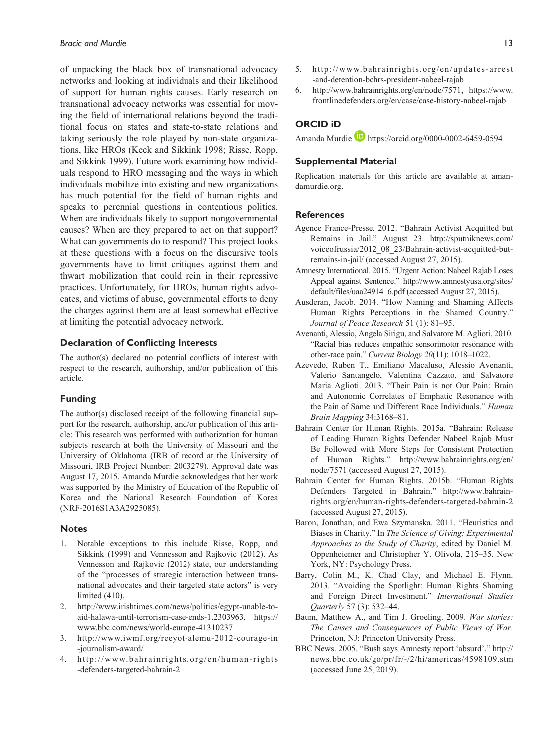of unpacking the black box of transnational advocacy networks and looking at individuals and their likelihood of support for human rights causes. Early research on transnational advocacy networks was essential for moving the field of international relations beyond the traditional focus on states and state-to-state relations and taking seriously the role played by non-state organizations, like HROs (Keck and Sikkink 1998; Risse, Ropp, and Sikkink 1999). Future work examining how individuals respond to HRO messaging and the ways in which individuals mobilize into existing and new organizations has much potential for the field of human rights and speaks to perennial questions in contentious politics. When are individuals likely to support nongovernmental causes? When are they prepared to act on that support? What can governments do to respond? This project looks at these questions with a focus on the discursive tools governments have to limit critiques against them and thwart mobilization that could rein in their repressive practices. Unfortunately, for HROs, human rights advocates, and victims of abuse, governmental efforts to deny the charges against them are at least somewhat effective at limiting the potential advocacy network.

## Declaration of Conflicting Interests

The author(s) declared no potential conflicts of interest with respect to the research, authorship, and/or publication of this article.

## Funding

The author(s) disclosed receipt of the following financial support for the research, authorship, and/or publication of this article: This research was performed with authorization for human subjects research at both the University of Missouri and the University of Oklahoma (IRB of record at the University of Missouri, IRB Project Number: 2003279). Approval date was August 17, 2015. Amanda Murdie acknowledges that her work was supported by the Ministry of Education of the Republic of Korea and the National Research Foundation of Korea (NRF-2016S1A3A2925085).

## Notes

1. Notable exceptions to this include Risse, Ropp, and Sikkink (1999) and Vennesson and Rajkovic (2012). As Vennesson and Rajkovic (2012) state, our understanding of the "processes of strategic interaction between transnational advocates and their targeted state actors" is very limited (410).
2. http://www.irishtimes.com/news/politics/egypt-unable-to-aid-halawa-until-terrorism-case-ends-1.2303963, https://www.bbc.com/news/world-europe-41310237
3. http://www.iwmf.org/reeyot-alemu-2012-courage-in-journalism-award/
4. http://www.bahrainrights.org/en/human-rights-defenders-targeted-bahrain-2
5. http://www.bahrainrights.org/en/updates-arrest-and-detention-bchrs-president-nabeel-rajab
6. http://www.bahrainrights.org/en/node/7571, https://www.frontlinedefenders.org/en/case/case-history-nabeel-rajab

## ORCID iD

Amanda Murdie https://orcid.org/0000-0002-6459-0594

## Supplemental Material

Replication materials for this article are available at amandamurdie.org.

## References

Agence France-Presse. 2012. "Bahrain Activist Acquitted but Remains in Jail." August 23. http://sputniknews.com/voiceofrussia/2012_08_23/Bahrain-activist-acquitted-but-remains-in-jail/ (accessed August 27, 2015).

Amnesty International. 2015. "Urgent Action: Nabeel Rajab Loses Appeal against Sentence." http://www.amnestyusa.org/sites/default/files/uaa24914_6.pdf (accessed August 27, 2015).

Ausderan, Jacob. 2014. "How Naming and Shaming Affects Human Rights Perceptions in the Shamed Country." *Journal of Peace Research* 51 (1): 81–95.

Avenanti, Alessio, Angela Sirigu, and Salvatore M. Aglioti. 2010. "Racial bias reduces empathic sensorimotor resonance with other-race pain." *Current Biology 20*(11): 1018–1022.

Azevedo, Ruben T., Emiliano Macaluso, Alessio Avenanti, Valerio Santangelo, Valentina Cazzato, and Salvatore Maria Aglioti. 2013. "Their Pain is not Our Pain: Brain and Autonomic Correlates of Emphatic Resonance with the Pain of Same and Different Race Individuals." *Human Brain Mapping* 34:3168–81.

Bahrain Center for Human Rights. 2015a. "Bahrain: Release of Leading Human Rights Defender Nabeel Rajab Must Be Followed with More Steps for Consistent Protection of Human Rights." http://www.bahrainrights.org/en/node/7571 (accessed August 27, 2015).

Bahrain Center for Human Rights. 2015b. "Human Rights Defenders Targeted in Bahrain." http://www.bahrainrights.org/en/human-rights-defenders-targeted-bahrain-2 (accessed August 27, 2015).

Baron, Jonathan, and Ewa Szymanska. 2011. "Heuristics and Biases in Charity." In *The Science of Giving: Experimental Approaches to the Study of Charity*, edited by Daniel M. Oppenheiemer and Christopher Y. Olivola, 215–35. New York, NY: Psychology Press.

Barry, Colin M., K. Chad Clay, and Michael E. Flynn. 2013. "Avoiding the Spotlight: Human Rights Shaming and Foreign Direct Investment." *International Studies Quarterly* 57 (3): 532–44.

Baum, Matthew A., and Tim J. Groeling. 2009. *War stories: The Causes and Consequences of Public Views of War*. Princeton, NJ: Princeton University Press.

BBC News. 2005. "Bush says Amnesty report 'absurd'." http://news.bbc.co.uk/go/pr/fr/-/2/hi/americas/4598109.stm (accessed June 25, 2019).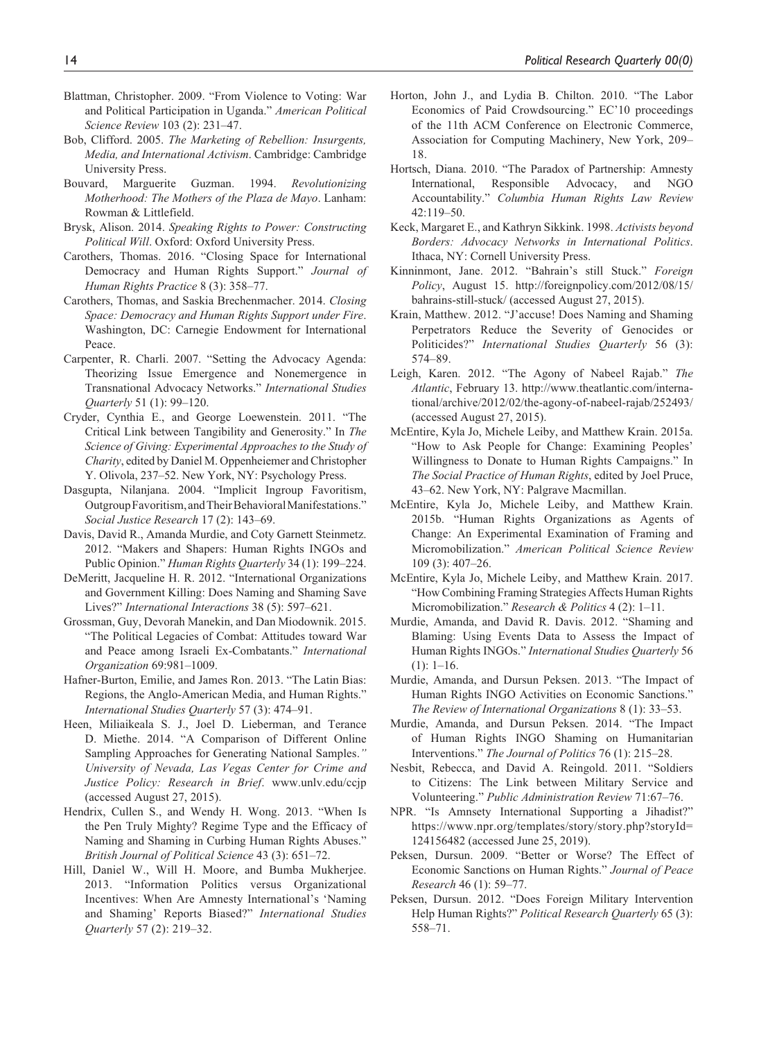Blattman, Christopher. 2009. "From Violence to Voting: War and Political Participation in Uganda." *American Political Science Review* 103 (2): 231–47.

Bob, Clifford. 2005. *The Marketing of Rebellion: Insurgents, Media, and International Activism*. Cambridge: Cambridge University Press.

Bouvard, Marguerite Guzman. 1994. *Revolutionizing Motherhood: The Mothers of the Plaza de Mayo*. Lanham: Rowman & Littlefield.

Brysk, Alison. 2014. *Speaking Rights to Power: Constructing Political Will*. Oxford: Oxford University Press.

Carothers, Thomas. 2016. "Closing Space for International Democracy and Human Rights Support." *Journal of Human Rights Practice* 8 (3): 358–77.

Carothers, Thomas, and Saskia Brechenmacher. 2014. *Closing Space: Democracy and Human Rights Support under Fire*. Washington, DC: Carnegie Endowment for International Peace.

Carpenter, R. Charli. 2007. "Setting the Advocacy Agenda: Theorizing Issue Emergence and Nonemergence in Transnational Advocacy Networks." *International Studies Quarterly* 51 (1): 99–120.

Cryder, Cynthia E., and George Loewenstein. 2011. "The Critical Link between Tangibility and Generosity." In *The Science of Giving: Experimental Approaches to the Study of Charity*, edited by Daniel M. Oppenheiemer and Christopher Y. Olivola, 237–52. New York, NY: Psychology Press.

Dasgupta, Nilanjana. 2004. "Implicit Ingroup Favoritism, Outgroup Favoritism, and Their Behavioral Manifestations." *Social Justice Research* 17 (2): 143–69.

Davis, David R., Amanda Murdie, and Coty Garnett Steinmetz. 2012. "Makers and Shapers: Human Rights INGOs and Public Opinion." *Human Rights Quarterly* 34 (1): 199–224.

DeMeritt, Jacqueline H. R. 2012. "International Organizations and Government Killing: Does Naming and Shaming Save Lives?" *International Interactions* 38 (5): 597–621.

Grossman, Guy, Devorah Manekin, and Dan Miodownik. 2015. "The Political Legacies of Combat: Attitudes toward War and Peace among Israeli Ex-Combatants." *International Organization* 69:981–1009.

Hafner-Burton, Emilie, and James Ron. 2013. "The Latin Bias: Regions, the Anglo-American Media, and Human Rights." *International Studies Quarterly* 57 (3): 474–91.

Heen, Miliaikeala S. J., Joel D. Lieberman, and Terance D. Miethe. 2014. "A Comparison of Different Online Sampling Approaches for Generating National Samples." *University of Nevada, Las Vegas Center for Crime and Justice Policy: Research in Brief*. www.unlv.edu/ccjp (accessed August 27, 2015).

Hendrix, Cullen S., and Wendy H. Wong. 2013. "When Is the Pen Truly Mighty? Regime Type and the Efficacy of Naming and Shaming in Curbing Human Rights Abuses." *British Journal of Political Science* 43 (3): 651–72.

Hill, Daniel W., Will H. Moore, and Bumba Mukherjee. 2013. "Information Politics versus Organizational Incentives: When Are Amnesty International's 'Naming and Shaming' Reports Biased?" *International Studies Quarterly* 57 (2): 219–32.

Horton, John J., and Lydia B. Chilton. 2010. "The Labor Economics of Paid Crowdsourcing." EC'10 proceedings of the 11th ACM Conference on Electronic Commerce, Association for Computing Machinery, New York, 209–18.

Hortsch, Diana. 2010. "The Paradox of Partnership: Amnesty International, Responsible Advocacy, and NGO Accountability." *Columbia Human Rights Law Review* 42:119–50.

Keck, Margaret E., and Kathryn Sikkink. 1998. *Activists beyond Borders: Advocacy Networks in International Politics*. Ithaca, NY: Cornell University Press.

Kinninmont, Jane. 2012. "Bahrain's still Stuck." *Foreign Policy*, August 15. http://foreignpolicy.com/2012/08/15/bahrains-still-stuck/ (accessed August 27, 2015).

Krain, Matthew. 2012. "J'accuse! Does Naming and Shaming Perpetrators Reduce the Severity of Genocides or Politicides?" *International Studies Quarterly* 56 (3): 574–89.

Leigh, Karen. 2012. "The Agony of Nabeel Rajab." *The Atlantic*, February 13. http://www.theatlantic.com/international/archive/2012/02/the-agony-of-nabeel-rajab/252493/ (accessed August 27, 2015).

McEntire, Kyla Jo, Michele Leiby, and Matthew Krain. 2015a. "How to Ask People for Change: Examining Peoples' Willingness to Donate to Human Rights Campaigns." In *The Social Practice of Human Rights*, edited by Joel Pruce, 43–62. New York, NY: Palgrave Macmillan.

McEntire, Kyla Jo, Michele Leiby, and Matthew Krain. 2015b. "Human Rights Organizations as Agents of Change: An Experimental Examination of Framing and Micromobilization." *American Political Science Review* 109 (3): 407–26.

McEntire, Kyla Jo, Michele Leiby, and Matthew Krain. 2017. "How Combining Framing Strategies Affects Human Rights Micromobilization." *Research & Politics* 4 (2): 1–11.

Murdie, Amanda, and David R. Davis. 2012. "Shaming and Blaming: Using Events Data to Assess the Impact of Human Rights INGOs." *International Studies Quarterly* 56 (1): 1–16.

Murdie, Amanda, and Dursun Peksen. 2013. "The Impact of Human Rights INGO Activities on Economic Sanctions." *The Review of International Organizations* 8 (1): 33–53.

Murdie, Amanda, and Dursun Peksen. 2014. "The Impact of Human Rights INGO Shaming on Humanitarian Interventions." *The Journal of Politics* 76 (1): 215–28.

Nesbit, Rebecca, and David A. Reingold. 2011. "Soldiers to Citizens: The Link between Military Service and Volunteering." *Public Administration Review* 71:67–76.

NPR. "Is Amnsety International Supporting a Jihadist?" https://www.npr.org/templates/story/story.php?storyId=124156482 (accessed June 25, 2019).

Peksen, Dursun. 2009. "Better or Worse? The Effect of Economic Sanctions on Human Rights." *Journal of Peace Research* 46 (1): 59–77.

Peksen, Dursun. 2012. "Does Foreign Military Intervention Help Human Rights?" *Political Research Quarterly* 65 (3): 558–71.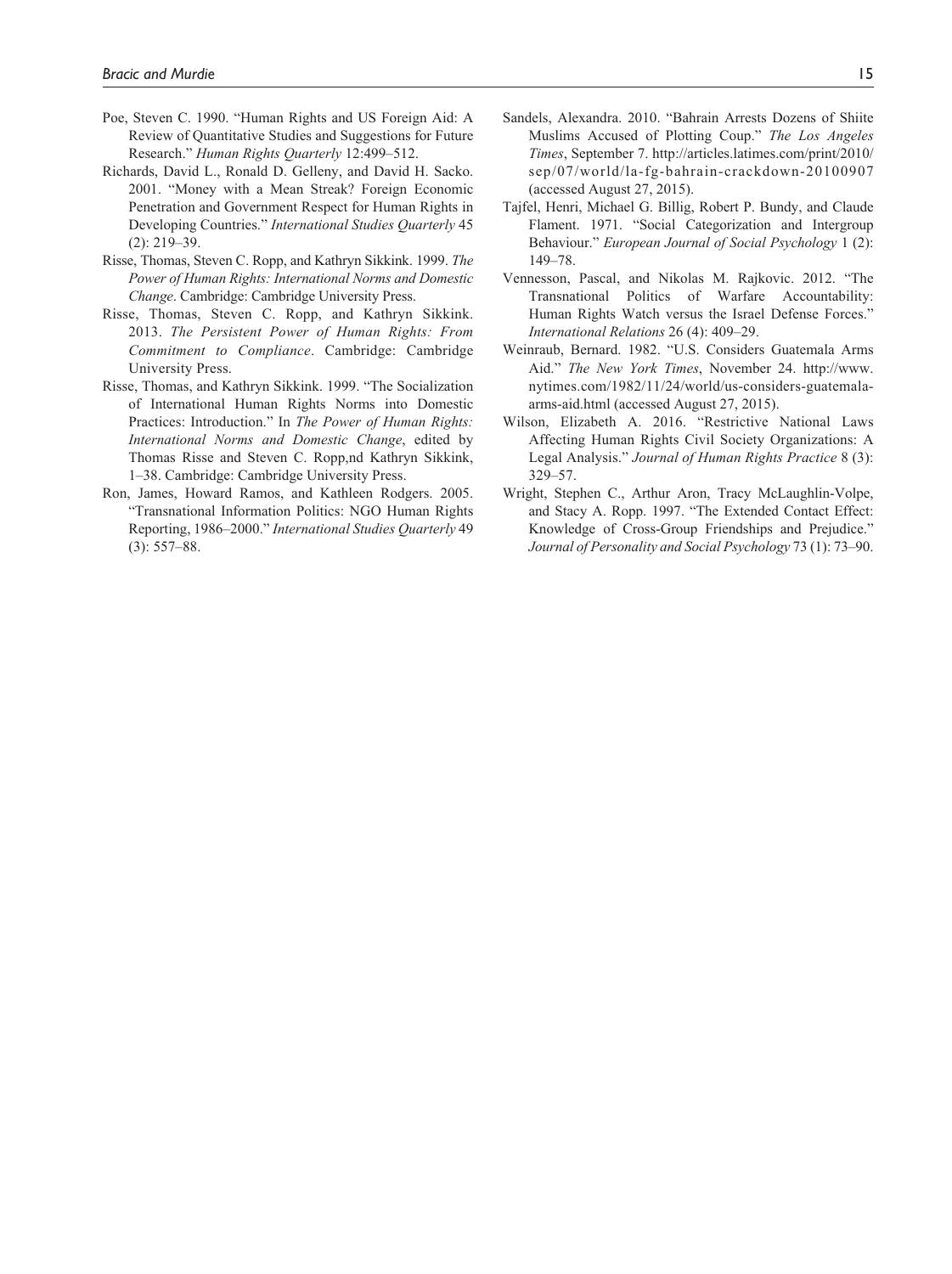Poe, Steven C. 1990. "Human Rights and US Foreign Aid: A Review of Quantitative Studies and Suggestions for Future Research." *Human Rights Quarterly* 12:499–512.

Richards, David L., Ronald D. Gelleny, and David H. Sacko. 2001. "Money with a Mean Streak? Foreign Economic Penetration and Government Respect for Human Rights in Developing Countries." *International Studies Quarterly* 45 (2): 219–39.

Risse, Thomas, Steven C. Ropp, and Kathryn Sikkink. 1999. *The Power of Human Rights: International Norms and Domestic Change*. Cambridge: Cambridge University Press.

Risse, Thomas, Steven C. Ropp, and Kathryn Sikkink. 2013. *The Persistent Power of Human Rights: From Commitment to Compliance*. Cambridge: Cambridge University Press.

Risse, Thomas, and Kathryn Sikkink. 1999. "The Socialization of International Human Rights Norms into Domestic Practices: Introduction." In *The Power of Human Rights: International Norms and Domestic Change*, edited by Thomas Risse and Steven C. Ropp,nd Kathryn Sikkink, 1–38. Cambridge: Cambridge University Press.

Ron, James, Howard Ramos, and Kathleen Rodgers. 2005. "Transnational Information Politics: NGO Human Rights Reporting, 1986–2000." *International Studies Quarterly* 49 (3): 557–88.

Sandels, Alexandra. 2010. "Bahrain Arrests Dozens of Shiite Muslims Accused of Plotting Coup." *The Los Angeles Times*, September 7. http://articles.latimes.com/print/2010/sep/07/world/la-fg-bahrain-crackdown-20100907 (accessed August 27, 2015).

Tajfel, Henri, Michael G. Billig, Robert P. Bundy, and Claude Flament. 1971. "Social Categorization and Intergroup Behaviour." *European Journal of Social Psychology* 1 (2): 149–78.

Vennesson, Pascal, and Nikolas M. Rajkovic. 2012. "The Transnational Politics of Warfare Accountability: Human Rights Watch versus the Israel Defense Forces." *International Relations* 26 (4): 409–29.

Weinraub, Bernard. 1982. "U.S. Considers Guatemala Arms Aid." *The New York Times*, November 24. http://www.nytimes.com/1982/11/24/world/us-considers-guatemala-arms-aid.html (accessed August 27, 2015).

Wilson, Elizabeth A. 2016. "Restrictive National Laws Affecting Human Rights Civil Society Organizations: A Legal Analysis." *Journal of Human Rights Practice* 8 (3): 329–57.

Wright, Stephen C., Arthur Aron, Tracy McLaughlin-Volpe, and Stacy A. Ropp. 1997. "The Extended Contact Effect: Knowledge of Cross-Group Friendships and Prejudice." *Journal of Personality and Social Psychology* 73 (1): 73–90.